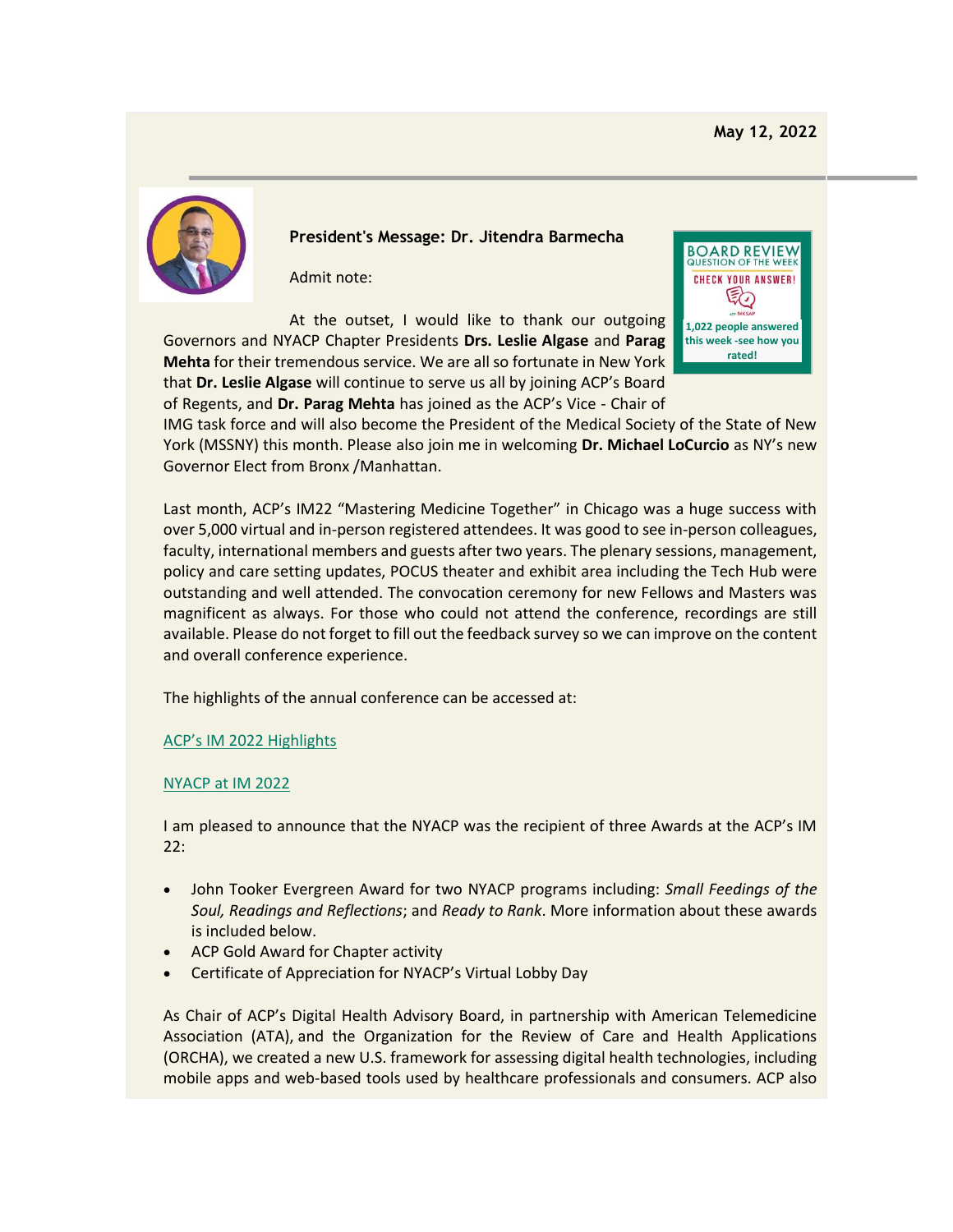May 12, 2022

**President's Message: Dr. Jitendra Barmecha**

BOARD REVIEW QUESTION OF THE WEEK

CHECK YOUR ANSWER!

1,022 people answered this week -see how you rated!

Admit note:

At the outset, I would like to thank our outgoing Governors and NYACP Chapter Presidents **Drs. Leslie Algase** and **Parag Mehta** for their tremendous service. We are all so fortunate in New York that **Dr. Leslie Algase** will continue to serve us all by joining ACP's Board of Regents, and **Dr. Parag Mehta** has joined as the ACP's Vice - Chair of IMG task force and will also become the President of the Medical Society of the State of New York (MSSNY) this month. Please also join me in welcoming **Dr. Michael LoCurcio** as NY's new Governor Elect from Bronx /Manhattan.

Last month, ACP's IM22 "Mastering Medicine Together" in Chicago was a huge success with over 5,000 virtual and in-person registered attendees. It was good to see in-person colleagues, faculty, international members and guests after two years. The plenary sessions, management, policy and care setting updates, POCUS theater and exhibit area including the Tech Hub were outstanding and well attended. The convocation ceremony for new Fellows and Masters was magnificent as always. For those who could not attend the conference, recordings are still available. Please do not forget to fill out the feedback survey so we can improve on the content and overall conference experience.

The highlights of the annual conference can be accessed at:

ACP's IM 2022 Highlights

NYACP at IM 2022

I am pleased to announce that the NYACP was the recipient of three Awards at the ACP's IM 22:

- John Tooker Evergreen Award for two NYACP programs including: *Small Feedings of the Soul, Readings and Reflections*; and *Ready to Rank*. More information about these awards is included below.
- ACP Gold Award for Chapter activity
- Certificate of Appreciation for NYACP's Virtual Lobby Day

As Chair of ACP's Digital Health Advisory Board, in partnership with American Telemedicine Association (ATA), and the Organization for the Review of Care and Health Applications (ORCHA), we created a new U.S. framework for assessing digital health technologies, including mobile apps and web-based tools used by healthcare professionals and consumers. ACP also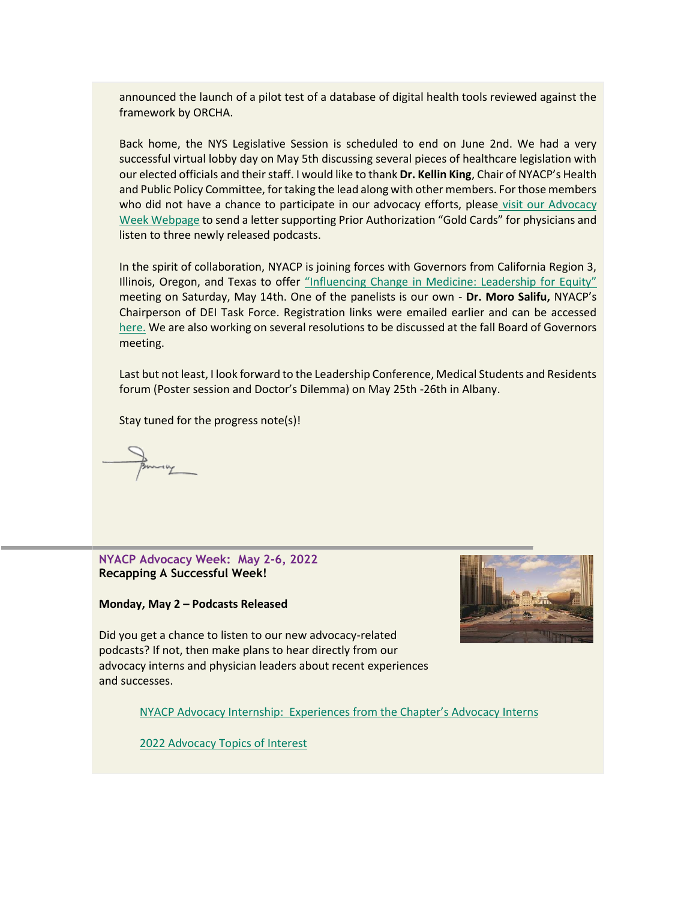announced the launch of a pilot test of a database of digital health tools reviewed against the framework by ORCHA.

Back home, the NYS Legislative Session is scheduled to end on June 2nd. We had a very successful virtual lobby day on May 5th discussing several pieces of healthcare legislation with our elected officials and their staff. I would like to thank **Dr. Kellin King**, Chair of NYACP's Health and Public Policy Committee, for taking the lead along with other members. For those members who did not have a chance to participate in our advocacy efforts, please visit our Advocacy Week Webpage to send a letter supporting Prior Authorization "Gold Cards" for physicians and listen to three newly released podcasts.

In the spirit of collaboration, NYACP is joining forces with Governors from California Region 3, Illinois, Oregon, and Texas to offer "Influencing Change in Medicine: Leadership for Equity" meeting on Saturday, May 14th. One of the panelists is our own - **Dr. Moro Salifu,** NYACP's Chairperson of DEI Task Force. Registration links were emailed earlier and can be accessed here. We are also working on several resolutions to be discussed at the fall Board of Governors meeting.

Last but not least, I look forward to the Leadership Conference, Medical Students and Residents forum (Poster session and Doctor's Dilemma) on May 25th -26th in Albany.

Stay tuned for the progress note(s)!

---

## NYACP Advocacy Week: May 2-6, 2022

**Recapping A Successful Week!**

**Monday, May 2 – Podcasts Released**

Did you get a chance to listen to our new advocacy-related podcasts? If not, then make plans to hear directly from our advocacy interns and physician leaders about recent experiences and successes.

NYACP Advocacy Internship: Experiences from the Chapter's Advocacy Interns

2022 Advocacy Topics of Interest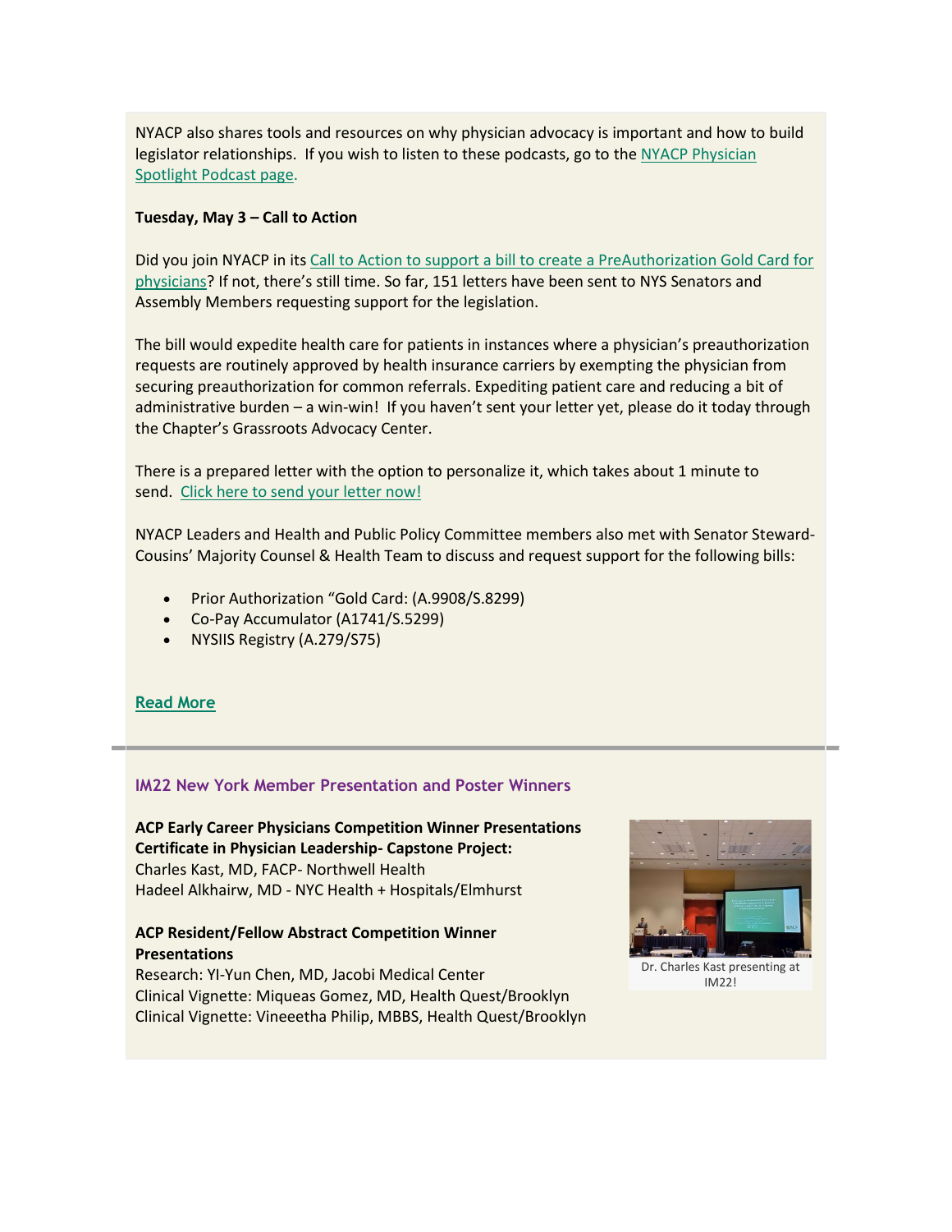NYACP also shares tools and resources on why physician advocacy is important and how to build legislator relationships. If you wish to listen to these podcasts, go to the NYACP Physician Spotlight Podcast page.

**Tuesday, May 3 – Call to Action**

Did you join NYACP in its Call to Action to support a bill to create a PreAuthorization Gold Card for physicians? If not, there's still time. So far, 151 letters have been sent to NYS Senators and Assembly Members requesting support for the legislation.

The bill would expedite health care for patients in instances where a physician's preauthorization requests are routinely approved by health insurance carriers by exempting the physician from securing preauthorization for common referrals. Expediting patient care and reducing a bit of administrative burden – a win-win! If you haven't sent your letter yet, please do it today through the Chapter's Grassroots Advocacy Center.

There is a prepared letter with the option to personalize it, which takes about 1 minute to send. Click here to send your letter now!

NYACP Leaders and Health and Public Policy Committee members also met with Senator Steward-Cousins' Majority Counsel & Health Team to discuss and request support for the following bills:

- Prior Authorization "Gold Card: (A.9908/S.8299)
- Co-Pay Accumulator (A1741/S.5299)
- NYSIIS Registry (A.279/S75)

**Read More**

---

### IM22 New York Member Presentation and Poster Winners

**ACP Early Career Physicians Competition Winner Presentations**
**Certificate in Physician Leadership- Capstone Project:**
Charles Kast, MD, FACP- Northwell Health
Hadeel Alkhairw, MD - NYC Health + Hospitals/Elmhurst

**ACP Resident/Fellow Abstract Competition Winner Presentations**
Research: YI-Yun Chen, MD, Jacobi Medical Center
Clinical Vignette: Miqueas Gomez, MD, Health Quest/Brooklyn
Clinical Vignette: Vineeetha Philip, MBBS, Health Quest/Brooklyn

Dr. Charles Kast presenting at IM22!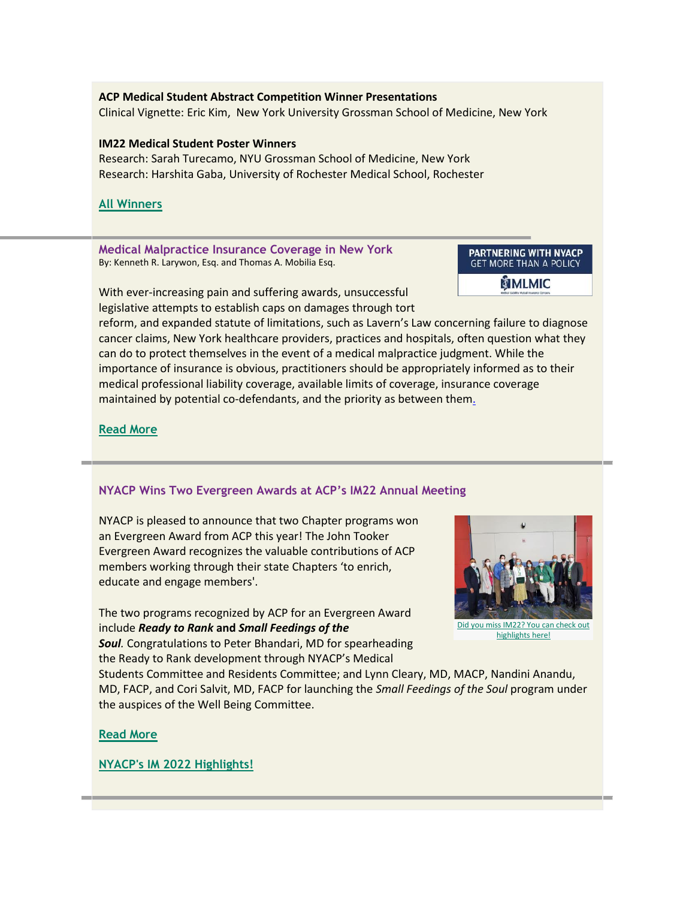**ACP Medical Student Abstract Competition Winner Presentations**
Clinical Vignette: Eric Kim, New York University Grossman School of Medicine, New York

**IM22 Medical Student Poster Winners**
Research: Sarah Turecamo, NYU Grossman School of Medicine, New York
Research: Harshita Gaba, University of Rochester Medical School, Rochester

**All Winners**

---

### Medical Malpractice Insurance Coverage in New York

By: Kenneth R. Larywon, Esq. and Thomas A. Mobilia Esq.

PARTNERING WITH NYACP GET MORE THAN A POLICY MLMIC

With ever-increasing pain and suffering awards, unsuccessful legislative attempts to establish caps on damages through tort reform, and expanded statute of limitations, such as Lavern's Law concerning failure to diagnose cancer claims, New York healthcare providers, practices and hospitals, often question what they can do to protect themselves in the event of a medical malpractice judgment. While the importance of insurance is obvious, practitioners should be appropriately informed as to their medical professional liability coverage, available limits of coverage, insurance coverage maintained by potential co-defendants, and the priority as between them.

**Read More**

---

### NYACP Wins Two Evergreen Awards at ACP's IM22 Annual Meeting

NYACP is pleased to announce that two Chapter programs won an Evergreen Award from ACP this year! The John Tooker Evergreen Award recognizes the valuable contributions of ACP members working through their state Chapters 'to enrich, educate and engage members'.

Did you miss IM22? You can check out highlights here!

The two programs recognized by ACP for an Evergreen Award include ***Ready to Rank*** **and** ***Small Feedings of the Soul***. Congratulations to Peter Bhandari, MD for spearheading the Ready to Rank development through NYACP's Medical Students Committee and Residents Committee; and Lynn Cleary, MD, MACP, Nandini Anandu, MD, FACP, and Cori Salvit, MD, FACP for launching the *Small Feedings of the Soul* program under the auspices of the Well Being Committee.

**Read More**

**NYACP's IM 2022 Highlights!**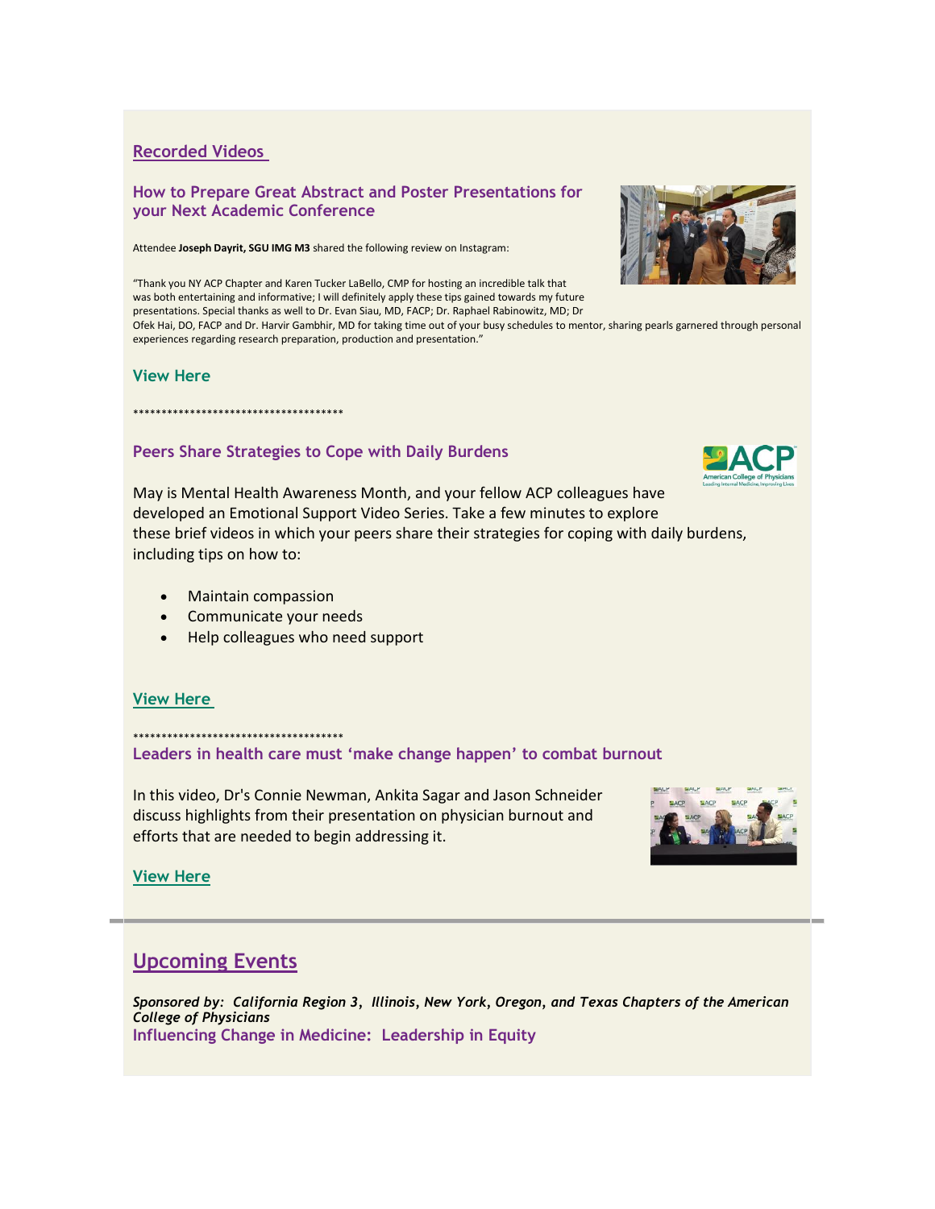## Recorded Videos

### How to Prepare Great Abstract and Poster Presentations for your Next Academic Conference

Attendee **Joseph Dayrit, SGU IMG M3** shared the following review on Instagram:

"Thank you NY ACP Chapter and Karen Tucker LaBello, CMP for hosting an incredible talk that was both entertaining and informative; I will definitely apply these tips gained towards my future presentations. Special thanks as well to Dr. Evan Siau, MD, FACP; Dr. Raphael Rabinowitz, MD; Dr Ofek Hai, DO, FACP and Dr. Harvir Gambhir, MD for taking time out of your busy schedules to mentor, sharing pearls garnered through personal experiences regarding research preparation, production and presentation."

**View Here**

***************************************

### Peers Share Strategies to Cope with Daily Burdens

May is Mental Health Awareness Month, and your fellow ACP colleagues have developed an Emotional Support Video Series. Take a few minutes to explore these brief videos in which your peers share their strategies for coping with daily burdens, including tips on how to:

- Maintain compassion
- Communicate your needs
- Help colleagues who need support

**View Here**

***************************************

### Leaders in health care must 'make change happen' to combat burnout

In this video, Dr's Connie Newman, Ankita Sagar and Jason Schneider discuss highlights from their presentation on physician burnout and efforts that are needed to begin addressing it.

**View Here**

## Upcoming Events

***Sponsored by: California Region 3, Illinois, New York, Oregon, and Texas Chapters of the American College of Physicians***

### Influencing Change in Medicine: Leadership in Equity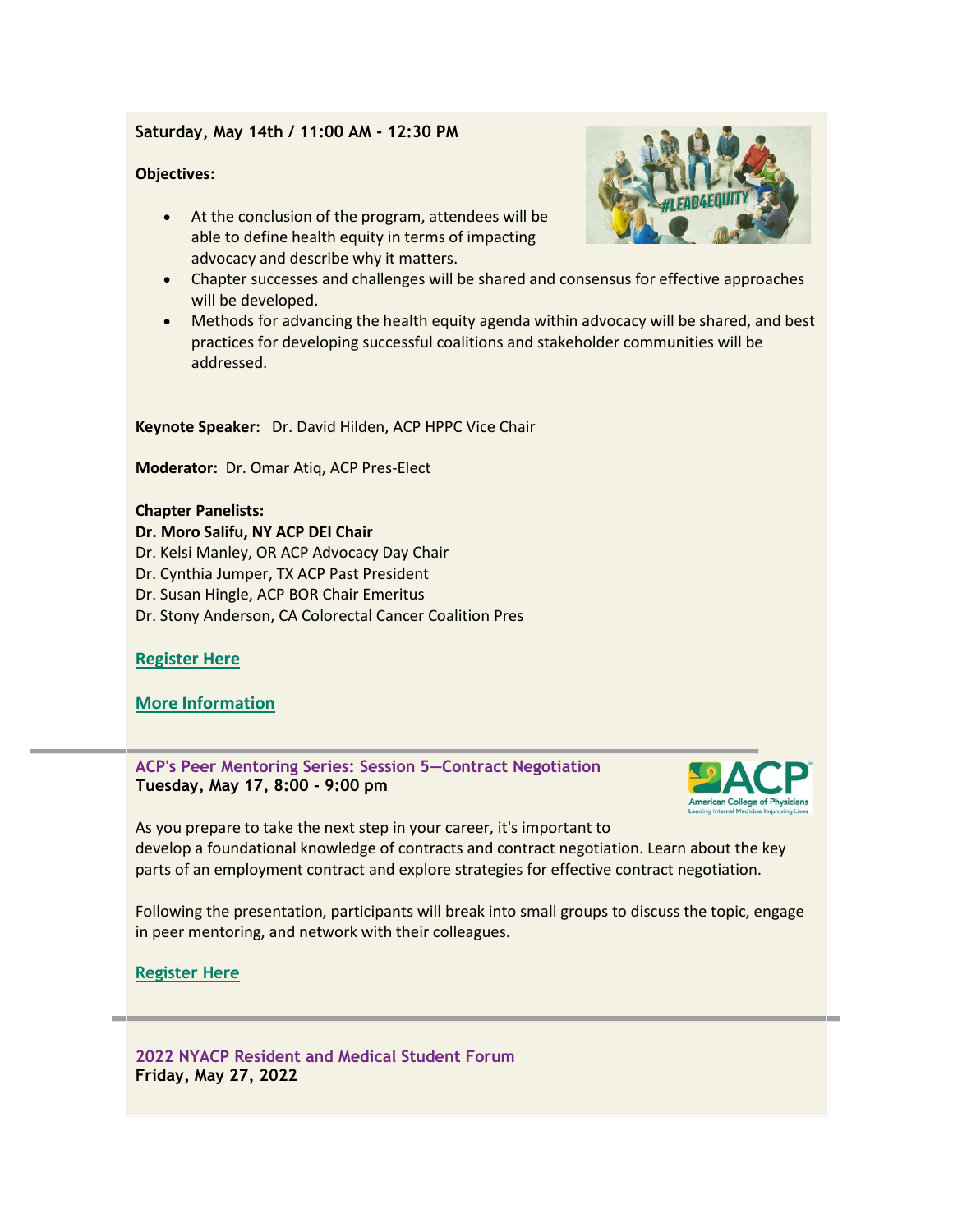**Saturday, May 14th / 11:00 AM - 12:30 PM**

**Objectives:**

- At the conclusion of the program, attendees will be able to define health equity in terms of impacting advocacy and describe why it matters.
- Chapter successes and challenges will be shared and consensus for effective approaches will be developed.
- Methods for advancing the health equity agenda within advocacy will be shared, and best practices for developing successful coalitions and stakeholder communities will be addressed.

**Keynote Speaker:** Dr. David Hilden, ACP HPPC Vice Chair

**Moderator:** Dr. Omar Atiq, ACP Pres-Elect

**Chapter Panelists:**
**Dr. Moro Salifu, NY ACP DEI Chair**
Dr. Kelsi Manley, OR ACP Advocacy Day Chair
Dr. Cynthia Jumper, TX ACP Past President
Dr. Susan Hingle, ACP BOR Chair Emeritus
Dr. Stony Anderson, CA Colorectal Cancer Coalition Pres

**Register Here**

**More Information**

---

**ACP's Peer Mentoring Series: Session 5—Contract Negotiation**
**Tuesday, May 17, 8:00 - 9:00 pm**

As you prepare to take the next step in your career, it's important to develop a foundational knowledge of contracts and contract negotiation. Learn about the key parts of an employment contract and explore strategies for effective contract negotiation.

Following the presentation, participants will break into small groups to discuss the topic, engage in peer mentoring, and network with their colleagues.

**Register Here**

---

**2022 NYACP Resident and Medical Student Forum**
**Friday, May 27, 2022**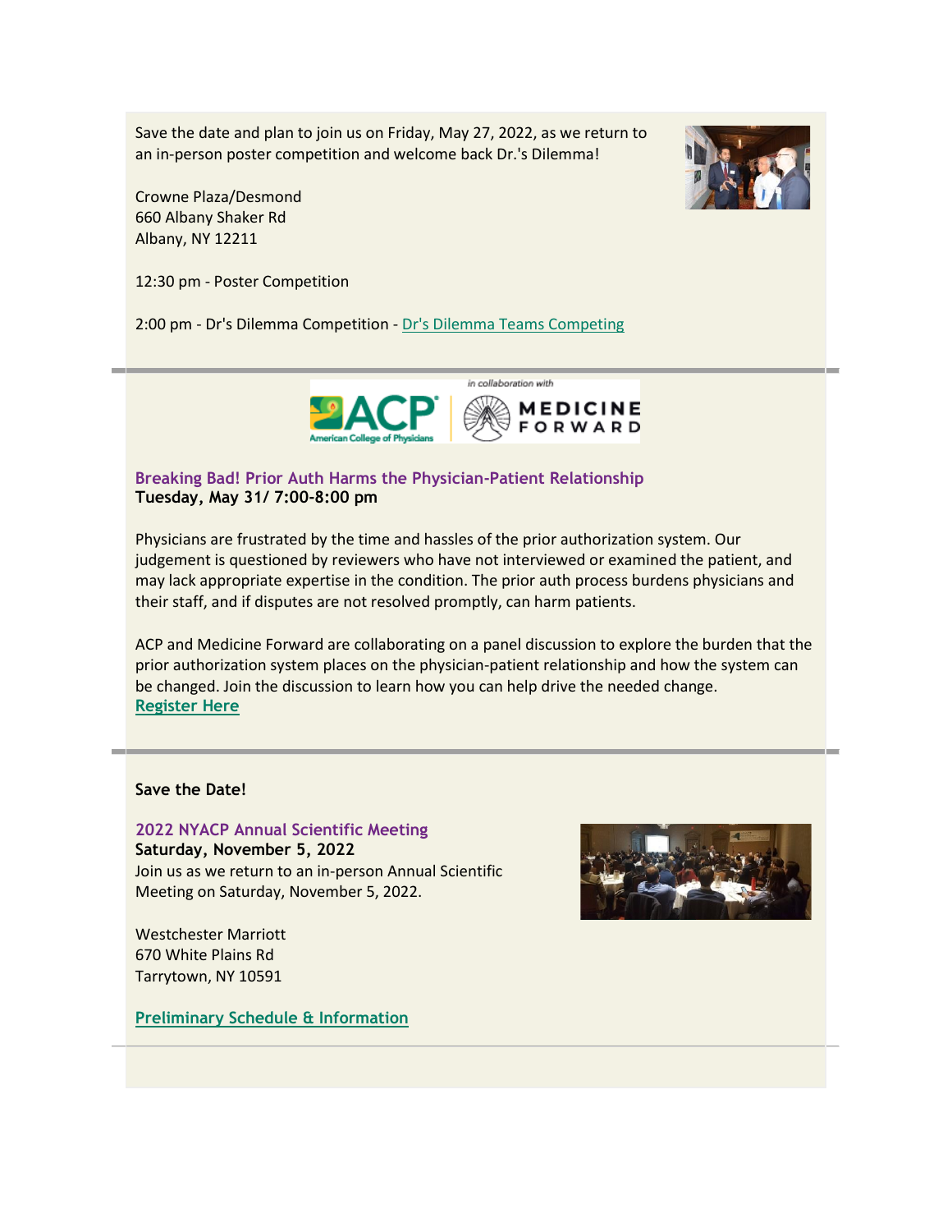Save the date and plan to join us on Friday, May 27, 2022, as we return to an in-person poster competition and welcome back Dr.'s Dilemma!

Crowne Plaza/Desmond
660 Albany Shaker Rd
Albany, NY 12211

12:30 pm - Poster Competition

2:00 pm - Dr's Dilemma Competition - Dr's Dilemma Teams Competing

---

### Breaking Bad! Prior Auth Harms the Physician-Patient Relationship

**Tuesday, May 31/ 7:00-8:00 pm**

Physicians are frustrated by the time and hassles of the prior authorization system. Our judgement is questioned by reviewers who have not interviewed or examined the patient, and may lack appropriate expertise in the condition. The prior auth process burdens physicians and their staff, and if disputes are not resolved promptly, can harm patients.

ACP and Medicine Forward are collaborating on a panel discussion to explore the burden that the prior authorization system places on the physician-patient relationship and how the system can be changed. Join the discussion to learn how you can help drive the needed change.

**Register Here**

---

**Save the Date!**

### 2022 NYACP Annual Scientific Meeting

**Saturday, November 5, 2022**

Join us as we return to an in-person Annual Scientific Meeting on Saturday, November 5, 2022.

Westchester Marriott
670 White Plains Rd
Tarrytown, NY 10591

**Preliminary Schedule & Information**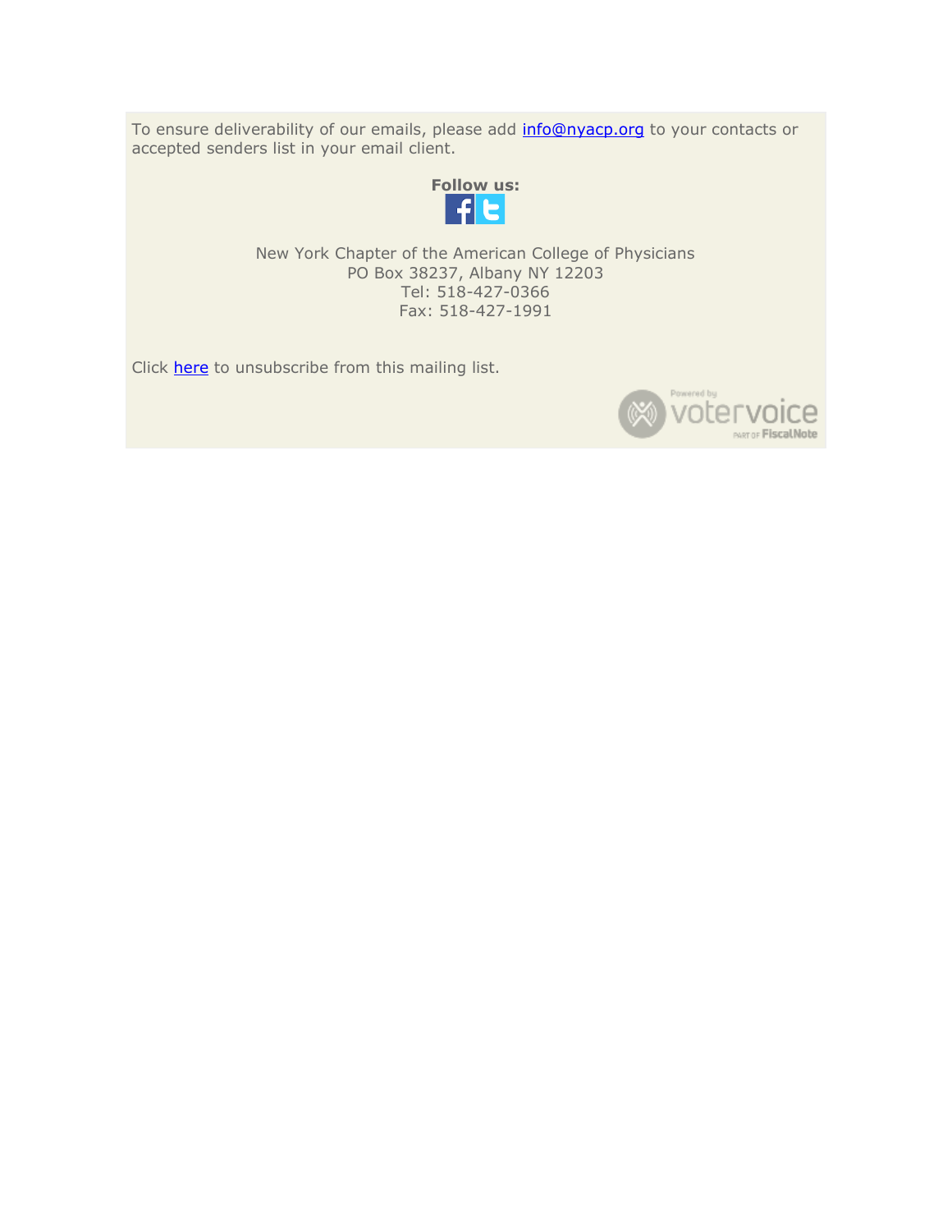To ensure deliverability of our emails, please add info@nyacp.org to your contacts or accepted senders list in your email client.

**Follow us:**

New York Chapter of the American College of Physicians
PO Box 38237, Albany NY 12203
Tel: 518-427-0366
Fax: 518-427-1991

Click here to unsubscribe from this mailing list.

Powered by votervoice PART OF FiscalNote